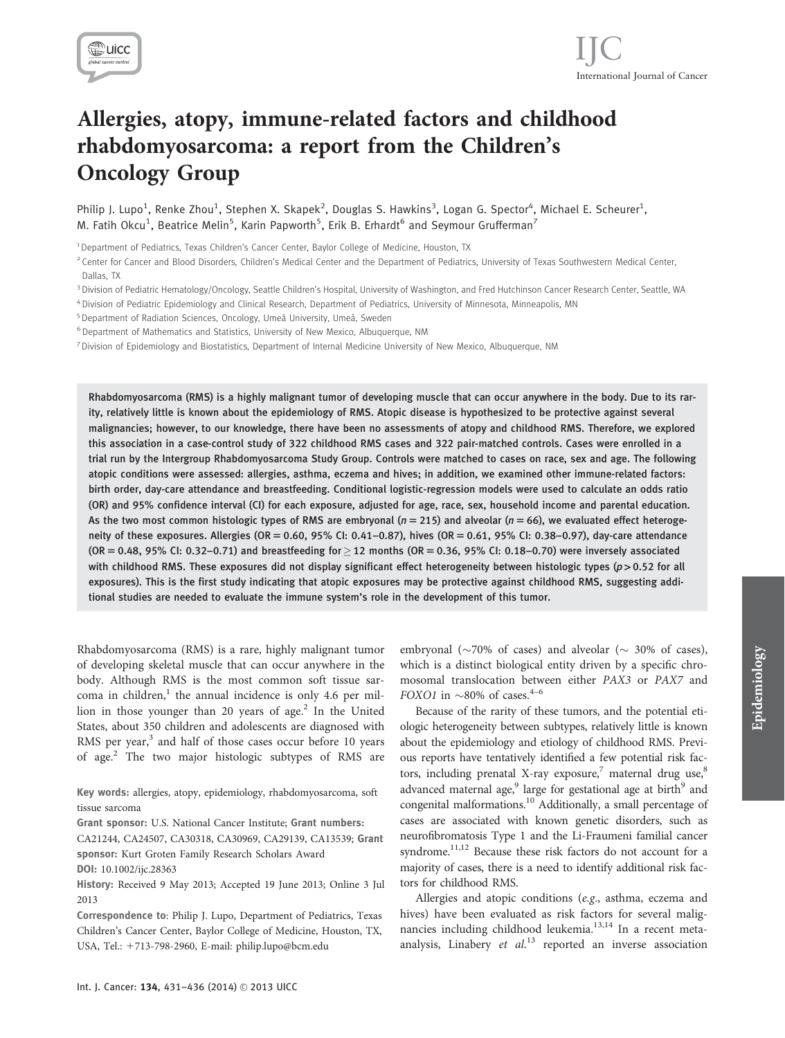# Allergies, atopy, immune-related factors and childhood rhabdomyosarcoma: a report from the Children's Oncology Group

Philip J. Lupo[1], Renke Zhou[1], Stephen X. Skapek[2], Douglas S. Hawkins[3], Logan G. Spector[4], Michael E. Scheurer[1], M. Fatih Okcu[1], Beatrice Melin[5], Karin Papworth[5], Erik B. Erhardt[6] and Seymour Grufferman[7]

[1] Department of Pediatrics, Texas Children's Cancer Center, Baylor College of Medicine, Houston, TX

[2] Center for Cancer and Blood Disorders, Children's Medical Center and the Department of Pediatrics, University of Texas Southwestern Medical Center, Dallas, TX

[3] Division of Pediatric Hematology/Oncology, Seattle Children's Hospital, University of Washington, and Fred Hutchinson Cancer Research Center, Seattle, WA

[4] Division of Pediatric Epidemiology and Clinical Research, Department of Pediatrics, University of Minnesota, Minneapolis, MN

[5] Department of Radiation Sciences, Oncology, Umeå University, Umeå, Sweden

[6] Department of Mathematics and Statistics, University of New Mexico, Albuquerque, NM

[7] Division of Epidemiology and Biostatistics, Department of Internal Medicine University of New Mexico, Albuquerque, NM

**Rhabdomyosarcoma (RMS) is a highly malignant tumor of developing muscle that can occur anywhere in the body. Due to its rarity, relatively little is known about the epidemiology of RMS. Atopic disease is hypothesized to be protective against several malignancies; however, to our knowledge, there have been no assessments of atopy and childhood RMS. Therefore, we explored this association in a case-control study of 322 childhood RMS cases and 322 pair-matched controls. Cases were enrolled in a trial run by the Intergroup Rhabdomyosarcoma Study Group. Controls were matched to cases on race, sex and age. The following atopic conditions were assessed: allergies, asthma, eczema and hives; in addition, we examined other immune-related factors: birth order, day-care attendance and breastfeeding. Conditional logistic-regression models were used to calculate an odds ratio (OR) and 95% confidence interval (CI) for each exposure, adjusted for age, race, sex, household income and parental education. As the two most common histologic types of RMS are embryonal ($n = 215$) and alveolar ($n = 66$), we evaluated effect heterogeneity of these exposures. Allergies (OR = 0.60, 95% CI: 0.41–0.87), hives (OR = 0.61, 95% CI: 0.38–0.97), day-care attendance (OR = 0.48, 95% CI: 0.32–0.71) and breastfeeding for $\geq$ 12 months (OR = 0.36, 95% CI: 0.18–0.70) were inversely associated with childhood RMS. These exposures did not display significant effect heterogeneity between histologic types ($p > 0.52$ for all exposures). This is the first study indicating that atopic exposures may be protective against childhood RMS, suggesting additional studies are needed to evaluate the immune system's role in the development of this tumor.**

Rhabdomyosarcoma (RMS) is a rare, highly malignant tumor of developing skeletal muscle that can occur anywhere in the body. Although RMS is the most common soft tissue sarcoma in children,[1] the annual incidence is only 4.6 per million in those younger than 20 years of age.[2] In the United States, about 350 children and adolescents are diagnosed with RMS per year,[3] and half of those cases occur before 10 years of age.[2] The two major histologic subtypes of RMS are embryonal (~70% of cases) and alveolar (~ 30% of cases), which is a distinct biological entity driven by a specific chromosomal translocation between either *PAX3* or *PAX7* and *FOXO1* in ~80% of cases.[4–6]

**Key words:** allergies, atopy, epidemiology, rhabdomyosarcoma, soft tissue sarcoma

**Grant sponsor:** U.S. National Cancer Institute; **Grant numbers:** CA21244, CA24507, CA30318, CA30969, CA29139, CA13539; **Grant sponsor:** Kurt Groten Family Research Scholars Award

**DOI:** 10.1002/ijc.28363

**History:** Received 9 May 2013; Accepted 19 June 2013; Online 3 Jul 2013

**Correspondence to**: Philip J. Lupo, Department of Pediatrics, Texas Children's Cancer Center, Baylor College of Medicine, Houston, TX, USA, Tel.: +713-798-2960, E-mail: philip.lupo@bcm.edu

Because of the rarity of these tumors, and the potential etiologic heterogeneity between subtypes, relatively little is known about the epidemiology and etiology of childhood RMS. Previous reports have tentatively identified a few potential risk factors, including prenatal X-ray exposure,[7] maternal drug use,[8] advanced maternal age,[9] large for gestational age at birth[9] and congenital malformations.[10] Additionally, a small percentage of cases are associated with known genetic disorders, such as neurofibromatosis Type 1 and the Li-Fraumeni familial cancer syndrome.[11,12] Because these risk factors do not account for a majority of cases, there is a need to identify additional risk factors for childhood RMS.

Allergies and atopic conditions (*e.g.*, asthma, eczema and hives) have been evaluated as risk factors for several malignancies including childhood leukemia.[13,14] In a recent meta-analysis, Linabery *et al.*[13] reported an inverse association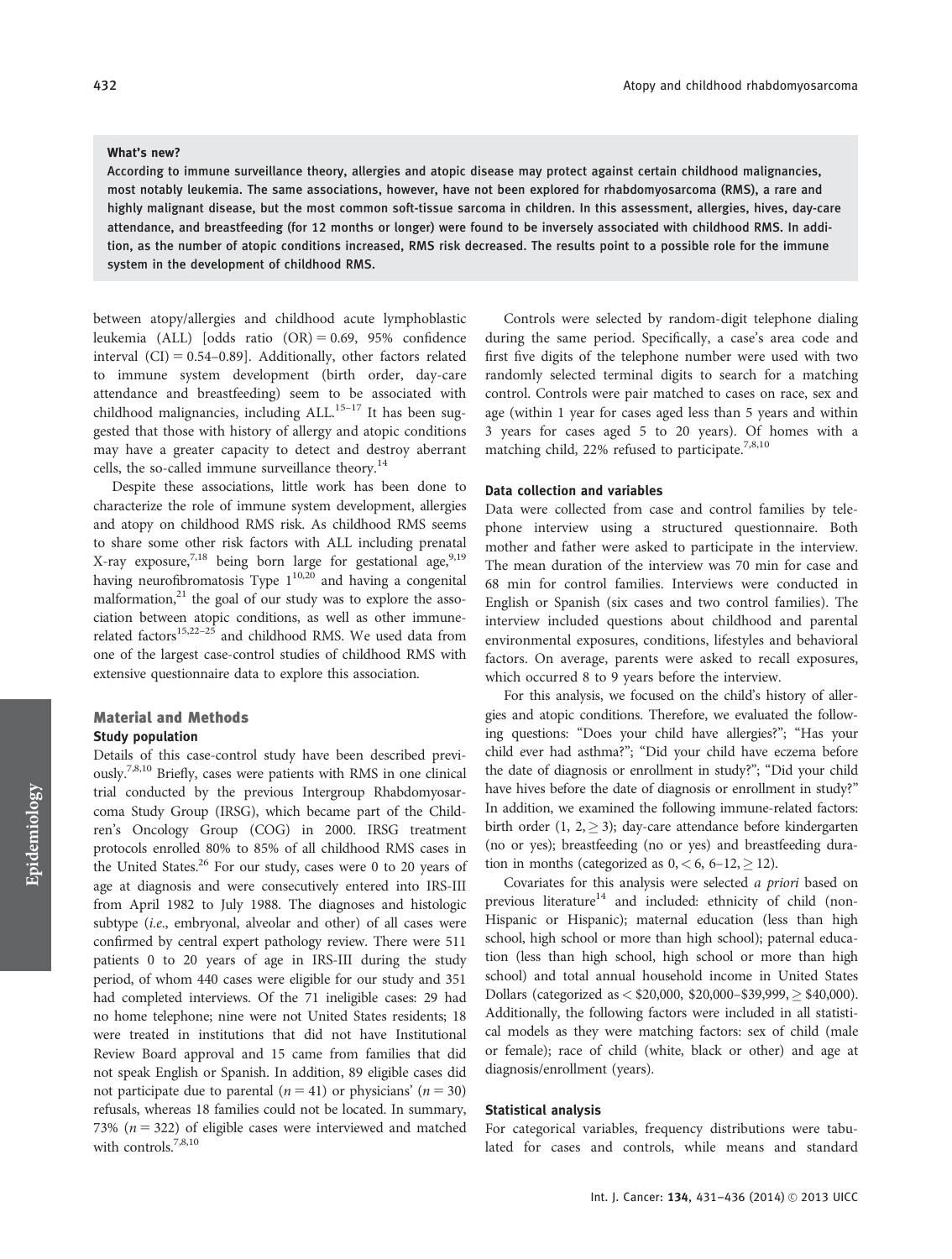**What's new?**

**According to immune surveillance theory, allergies and atopic disease may protect against certain childhood malignancies, most notably leukemia. The same associations, however, have not been explored for rhabdomyosarcoma (RMS), a rare and highly malignant disease, but the most common soft-tissue sarcoma in children. In this assessment, allergies, hives, day-care attendance, and breastfeeding (for 12 months or longer) were found to be inversely associated with childhood RMS. In addition, as the number of atopic conditions increased, RMS risk decreased. The results point to a possible role for the immune system in the development of childhood RMS.**

between atopy/allergies and childhood acute lymphoblastic leukemia (ALL) [odds ratio (OR) = 0.69, 95% confidence interval (CI) = 0.54–0.89]. Additionally, other factors related to immune system development (birth order, day-care attendance and breastfeeding) seem to be associated with childhood malignancies, including ALL.[15–17] It has been suggested that those with history of allergy and atopic conditions may have a greater capacity to detect and destroy aberrant cells, the so-called immune surveillance theory.[14]

Despite these associations, little work has been done to characterize the role of immune system development, allergies and atopy on childhood RMS risk. As childhood RMS seems to share some other risk factors with ALL including prenatal X-ray exposure,[7,18] being born large for gestational age,[9,19] having neurofibromatosis Type 1[10,20] and having a congenital malformation,[21] the goal of our study was to explore the association between atopic conditions, as well as other immune-related factors[15,22–25] and childhood RMS. We used data from one of the largest case-control studies of childhood RMS with extensive questionnaire data to explore this association.

## Material and Methods

### Study population

Details of this case-control study have been described previously.[7,8,10] Briefly, cases were patients with RMS in one clinical trial conducted by the previous Intergroup Rhabdomyosarcoma Study Group (IRSG), which became part of the Children's Oncology Group (COG) in 2000. IRSG treatment protocols enrolled 80% to 85% of all childhood RMS cases in the United States.[26] For our study, cases were 0 to 20 years of age at diagnosis and were consecutively entered into IRS-III from April 1982 to July 1988. The diagnoses and histologic subtype (*i.e*., embryonal, alveolar and other) of all cases were confirmed by central expert pathology review. There were 511 patients 0 to 20 years of age in IRS-III during the study period, of whom 440 cases were eligible for our study and 351 had completed interviews. Of the 71 ineligible cases: 29 had no home telephone; nine were not United States residents; 18 were treated in institutions that did not have Institutional Review Board approval and 15 came from families that did not speak English or Spanish. In addition, 89 eligible cases did not participate due to parental ($n = 41$) or physicians' ($n = 30$) refusals, whereas 18 families could not be located. In summary, 73% ($n = 322$) of eligible cases were interviewed and matched with controls.[7,8,10]

Controls were selected by random-digit telephone dialing during the same period. Specifically, a case's area code and first five digits of the telephone number were used with two randomly selected terminal digits to search for a matching control. Controls were pair matched to cases on race, sex and age (within 1 year for cases aged less than 5 years and within 3 years for cases aged 5 to 20 years). Of homes with a matching child, 22% refused to participate.[7,8,10]

### Data collection and variables

Data were collected from case and control families by telephone interview using a structured questionnaire. Both mother and father were asked to participate in the interview. The mean duration of the interview was 70 min for case and 68 min for control families. Interviews were conducted in English or Spanish (six cases and two control families). The interview included questions about childhood and parental environmental exposures, conditions, lifestyles and behavioral factors. On average, parents were asked to recall exposures, which occurred 8 to 9 years before the interview.

For this analysis, we focused on the child's history of allergies and atopic conditions. Therefore, we evaluated the following questions: "Does your child have allergies?"; "Has your child ever had asthma?"; "Did your child have eczema before the date of diagnosis or enrollment in study?"; "Did your child have hives before the date of diagnosis or enrollment in study?" In addition, we examined the following immune-related factors: birth order (1, 2, $\geq$ 3); day-care attendance before kindergarten (no or yes); breastfeeding (no or yes) and breastfeeding duration in months (categorized as 0, < 6, 6–12, $\geq$ 12).

Covariates for this analysis were selected *a priori* based on previous literature[14] and included: ethnicity of child (non-Hispanic or Hispanic); maternal education (less than high school, high school or more than high school); paternal education (less than high school, high school or more than high school) and total annual household income in United States Dollars (categorized as < \$20,000, \$20,000–\$39,999, $\geq$ \$40,000). Additionally, the following factors were included in all statistical models as they were matching factors: sex of child (male or female); race of child (white, black or other) and age at diagnosis/enrollment (years).

### Statistical analysis

For categorical variables, frequency distributions were tabulated for cases and controls, while means and standard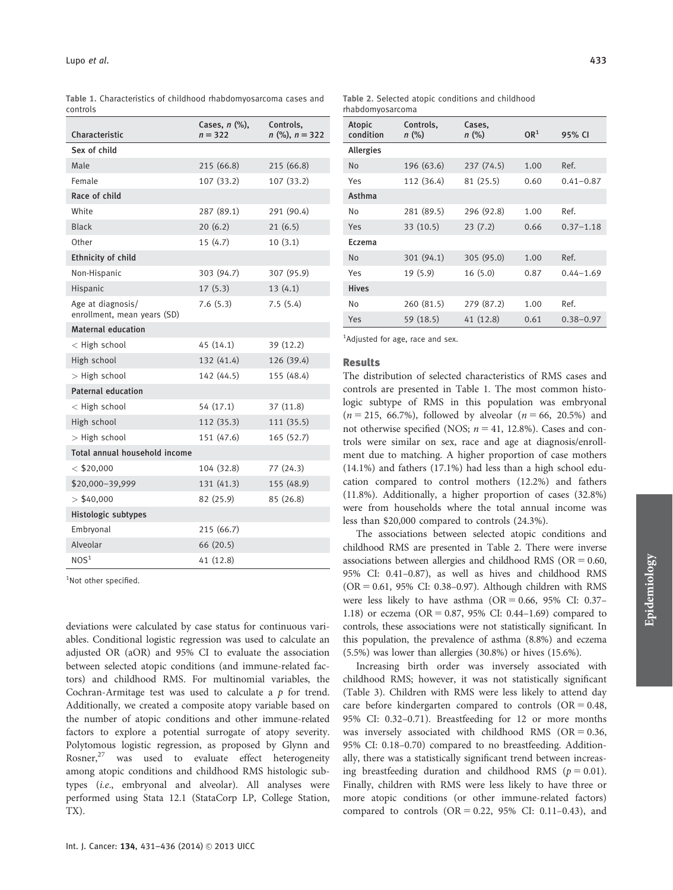Table 1. Characteristics of childhood rhabdomyosarcoma cases and controls

| Characteristic | Cases, *n* (%), *n* = 322 | Controls, *n* (%), *n* = 322 |
|---|---|---|
| **Sex of child** | | |
| Male | 215 (66.8) | 215 (66.8) |
| Female | 107 (33.2) | 107 (33.2) |
| **Race of child** | | |
| White | 287 (89.1) | 291 (90.4) |
| Black | 20 (6.2) | 21 (6.5) |
| Other | 15 (4.7) | 10 (3.1) |
| **Ethnicity of child** | | |
| Non-Hispanic | 303 (94.7) | 307 (95.9) |
| Hispanic | 17 (5.3) | 13 (4.1) |
| Age at diagnosis/ enrollment, mean years (SD) | 7.6 (5.3) | 7.5 (5.4) |
| **Maternal education** | | |
| < High school | 45 (14.1) | 39 (12.2) |
| High school | 132 (41.4) | 126 (39.4) |
| > High school | 142 (44.5) | 155 (48.4) |
| **Paternal education** | | |
| < High school | 54 (17.1) | 37 (11.8) |
| High school | 112 (35.3) | 111 (35.5) |
| > High school | 151 (47.6) | 165 (52.7) |
| **Total annual household income** | | |
| < $20,000 | 104 (32.8) | 77 (24.3) |
| $20,000–39,999 | 131 (41.3) | 155 (48.9) |
| > $40,000 | 82 (25.9) | 85 (26.8) |
| **Histologic subtypes** | | |
| Embryonal | 215 (66.7) | |
| Alveolar | 66 (20.5) | |
| NOS[1] | 41 (12.8) | |

[1]Not other specified.

deviations were calculated by case status for continuous variables. Conditional logistic regression was used to calculate an adjusted OR (aOR) and 95% CI to evaluate the association between selected atopic conditions (and immune-related factors) and childhood RMS. For multinomial variables, the Cochran-Armitage test was used to calculate a *p* for trend. Additionally, we created a composite atopy variable based on the number of atopic conditions and other immune-related factors to explore a potential surrogate of atopy severity. Polytomous logistic regression, as proposed by Glynn and Rosner,[27] was used to evaluate effect heterogeneity among atopic conditions and childhood RMS histologic subtypes (*i.e.*, embryonal and alveolar). All analyses were performed using Stata 12.1 (StataCorp LP, College Station, TX).

Table 2. Selected atopic conditions and childhood rhabdomyosarcoma

| Atopic condition | Controls, *n* (%) | Cases, *n* (%) | OR[1] | 95% CI |
|---|---|---|---|---|
| **Allergies** | | | | |
| No | 196 (63.6) | 237 (74.5) | 1.00 | Ref. |
| Yes | 112 (36.4) | 81 (25.5) | 0.60 | 0.41–0.87 |
| **Asthma** | | | | |
| No | 281 (89.5) | 296 (92.8) | 1.00 | Ref. |
| Yes | 33 (10.5) | 23 (7.2) | 0.66 | 0.37–1.18 |
| **Eczema** | | | | |
| No | 301 (94.1) | 305 (95.0) | 1.00 | Ref. |
| Yes | 19 (5.9) | 16 (5.0) | 0.87 | 0.44–1.69 |
| **Hives** | | | | |
| No | 260 (81.5) | 279 (87.2) | 1.00 | Ref. |
| Yes | 59 (18.5) | 41 (12.8) | 0.61 | 0.38–0.97 |

[1]Adjusted for age, race and sex.

## Results

The distribution of selected characteristics of RMS cases and controls are presented in Table 1. The most common histologic subtype of RMS in this population was embryonal ($n = 215$, 66.7%), followed by alveolar ($n = 66$, 20.5%) and not otherwise specified (NOS; $n = 41$, 12.8%). Cases and controls were similar on sex, race and age at diagnosis/enrollment due to matching. A higher proportion of case mothers (14.1%) and fathers (17.1%) had less than a high school education compared to control mothers (12.2%) and fathers (11.8%). Additionally, a higher proportion of cases (32.8%) were from households where the total annual income was less than $20,000 compared to controls (24.3%).

The associations between selected atopic conditions and childhood RMS are presented in Table 2. There were inverse associations between allergies and childhood RMS (OR = 0.60, 95% CI: 0.41–0.87), as well as hives and childhood RMS (OR = 0.61, 95% CI: 0.38–0.97). Although children with RMS were less likely to have asthma (OR = 0.66, 95% CI: 0.37–1.18) or eczema (OR = 0.87, 95% CI: 0.44–1.69) compared to controls, these associations were not statistically significant. In this population, the prevalence of asthma (8.8%) and eczema (5.5%) was lower than allergies (30.8%) or hives (15.6%).

Increasing birth order was inversely associated with childhood RMS; however, it was not statistically significant (Table 3). Children with RMS were less likely to attend day care before kindergarten compared to controls (OR = 0.48, 95% CI: 0.32–0.71). Breastfeeding for 12 or more months was inversely associated with childhood RMS (OR = 0.36, 95% CI: 0.18–0.70) compared to no breastfeeding. Additionally, there was a statistically significant trend between increasing breastfeeding duration and childhood RMS ($p = 0.01$). Finally, children with RMS were less likely to have three or more atopic conditions (or other immune-related factors) compared to controls (OR = 0.22, 95% CI: 0.11–0.43), and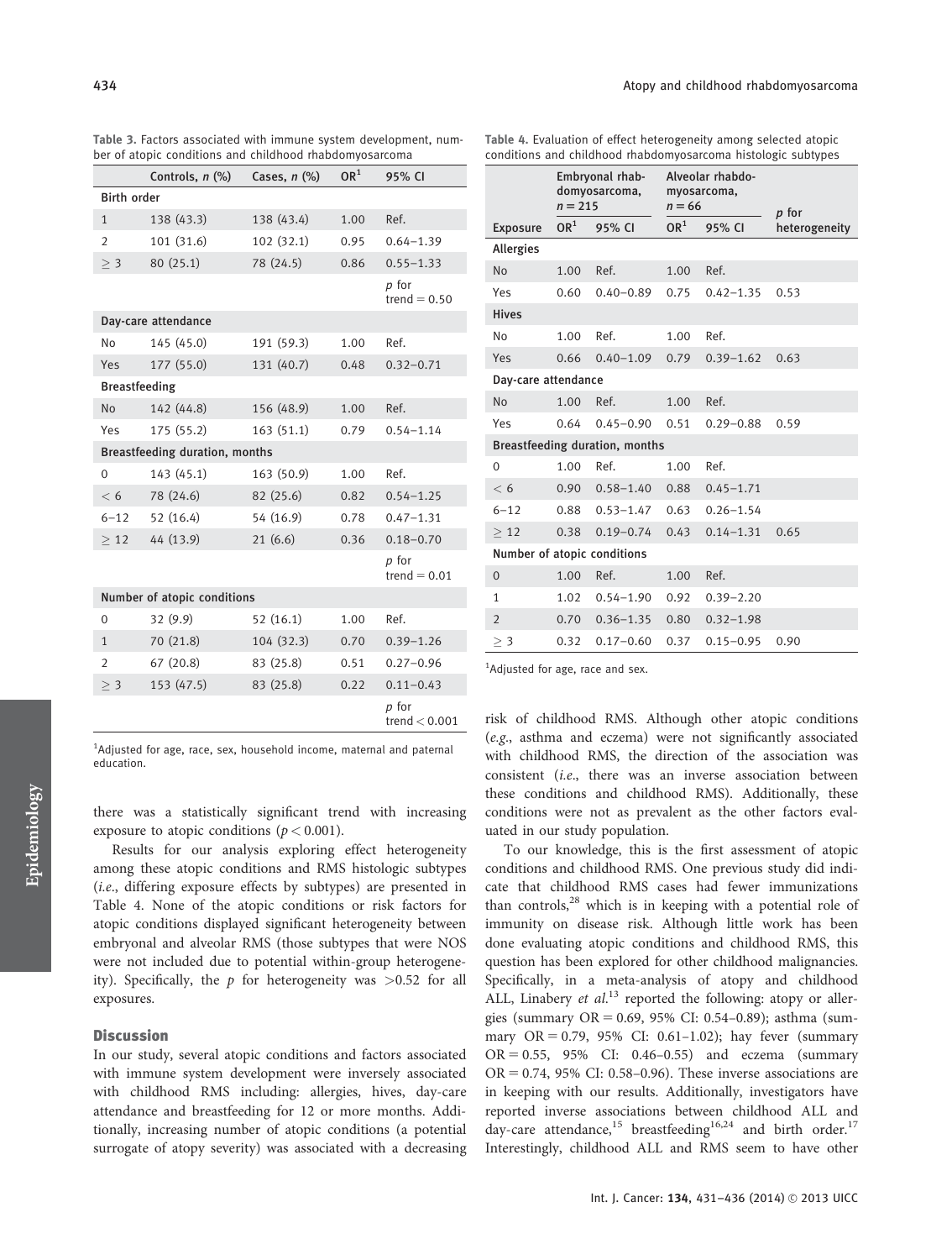Table 3. Factors associated with immune system development, number of atopic conditions and childhood rhabdomyosarcoma

| | Controls, *n* (%) | Cases, *n* (%) | OR[1] | 95% CI |
|---|---|---|---|---|
| **Birth order** | | | | |
| 1 | 138 (43.3) | 138 (43.4) | 1.00 | Ref. |
| 2 | 101 (31.6) | 102 (32.1) | 0.95 | 0.64–1.39 |
| ≥ 3 | 80 (25.1) | 78 (24.5) | 0.86 | 0.55–1.33 |
| | | | | *p* for trend = 0.50 |
| **Day-care attendance** | | | | |
| No | 145 (45.0) | 191 (59.3) | 1.00 | Ref. |
| Yes | 177 (55.0) | 131 (40.7) | 0.48 | 0.32–0.71 |
| **Breastfeeding** | | | | |
| No | 142 (44.8) | 156 (48.9) | 1.00 | Ref. |
| Yes | 175 (55.2) | 163 (51.1) | 0.79 | 0.54–1.14 |
| **Breastfeeding duration, months** | | | | |
| 0 | 143 (45.1) | 163 (50.9) | 1.00 | Ref. |
| < 6 | 78 (24.6) | 82 (25.6) | 0.82 | 0.54–1.25 |
| 6–12 | 52 (16.4) | 54 (16.9) | 0.78 | 0.47–1.31 |
| ≥ 12 | 44 (13.9) | 21 (6.6) | 0.36 | 0.18–0.70 |
| | | | | *p* for trend = 0.01 |
| **Number of atopic conditions** | | | | |
| 0 | 32 (9.9) | 52 (16.1) | 1.00 | Ref. |
| 1 | 70 (21.8) | 104 (32.3) | 0.70 | 0.39–1.26 |
| 2 | 67 (20.8) | 83 (25.8) | 0.51 | 0.27–0.96 |
| ≥ 3 | 153 (47.5) | 83 (25.8) | 0.22 | 0.11–0.43 |
| | | | | *p* for trend < 0.001 |

[1]Adjusted for age, race, sex, household income, maternal and paternal education.

there was a statistically significant trend with increasing exposure to atopic conditions ($p < 0.001$).

Results for our analysis exploring effect heterogeneity among these atopic conditions and RMS histologic subtypes (*i.e.*, differing exposure effects by subtypes) are presented in Table 4. None of the atopic conditions or risk factors for atopic conditions displayed significant heterogeneity between embryonal and alveolar RMS (those subtypes that were NOS were not included due to potential within-group heterogeneity). Specifically, the *p* for heterogeneity was >0.52 for all exposures.

Table 4. Evaluation of effect heterogeneity among selected atopic conditions and childhood rhabdomyosarcoma histologic subtypes

| | Embryonal rhabdomyosarcoma, $n = 215$ | | Alveolar rhabdomyosarcoma, $n = 66$ | | *p* for heterogeneity |
|---|---|---|---|---|---|
| Exposure | OR[1] | 95% CI | OR[1] | 95% CI | |
| **Allergies** | | | | | |
| No | 1.00 | Ref. | 1.00 | Ref. | |
| Yes | 0.60 | 0.40–0.89 | 0.75 | 0.42–1.35 | 0.53 |
| **Hives** | | | | | |
| No | 1.00 | Ref. | 1.00 | Ref. | |
| Yes | 0.66 | 0.40–1.09 | 0.79 | 0.39–1.62 | 0.63 |
| **Day-care attendance** | | | | | |
| No | 1.00 | Ref. | 1.00 | Ref. | |
| Yes | 0.64 | 0.45–0.90 | 0.51 | 0.29–0.88 | 0.59 |
| **Breastfeeding duration, months** | | | | | |
| 0 | 1.00 | Ref. | 1.00 | Ref. | |
| < 6 | 0.90 | 0.58–1.40 | 0.88 | 0.45–1.71 | |
| 6–12 | 0.88 | 0.53–1.47 | 0.63 | 0.26–1.54 | |
| ≥ 12 | 0.38 | 0.19–0.74 | 0.43 | 0.14–1.31 | 0.65 |
| **Number of atopic conditions** | | | | | |
| 0 | 1.00 | Ref. | 1.00 | Ref. | |
| 1 | 1.02 | 0.54–1.90 | 0.92 | 0.39–2.20 | |
| 2 | 0.70 | 0.36–1.35 | 0.80 | 0.32–1.98 | |
| ≥ 3 | 0.32 | 0.17–0.60 | 0.37 | 0.15–0.95 | 0.90 |

[1]Adjusted for age, race and sex.

## Discussion

In our study, several atopic conditions and factors associated with immune system development were inversely associated with childhood RMS including: allergies, hives, day-care attendance and breastfeeding for 12 or more months. Additionally, increasing number of atopic conditions (a potential surrogate of atopy severity) was associated with a decreasing risk of childhood RMS. Although other atopic conditions (*e.g.*, asthma and eczema) were not significantly associated with childhood RMS, the direction of the association was consistent (*i.e.*, there was an inverse association between these conditions and childhood RMS). Additionally, these conditions were not as prevalent as the other factors evaluated in our study population.

To our knowledge, this is the first assessment of atopic conditions and childhood RMS. One previous study did indicate that childhood RMS cases had fewer immunizations than controls,[28] which is in keeping with a potential role of immunity on disease risk. Although little work has been done evaluating atopic conditions and childhood RMS, this question has been explored for other childhood malignancies. Specifically, in a meta-analysis of atopy and childhood ALL, Linabery *et al.*[13] reported the following: atopy or allergies (summary OR = 0.69, 95% CI: 0.54–0.89); asthma (summary OR = 0.79, 95% CI: 0.61–1.02); hay fever (summary OR = 0.55, 95% CI: 0.46–0.55) and eczema (summary OR = 0.74, 95% CI: 0.58–0.96). These inverse associations are in keeping with our results. Additionally, investigators have reported inverse associations between childhood ALL and day-care attendance,[15] breastfeeding[16,24] and birth order.[17] Interestingly, childhood ALL and RMS seem to have other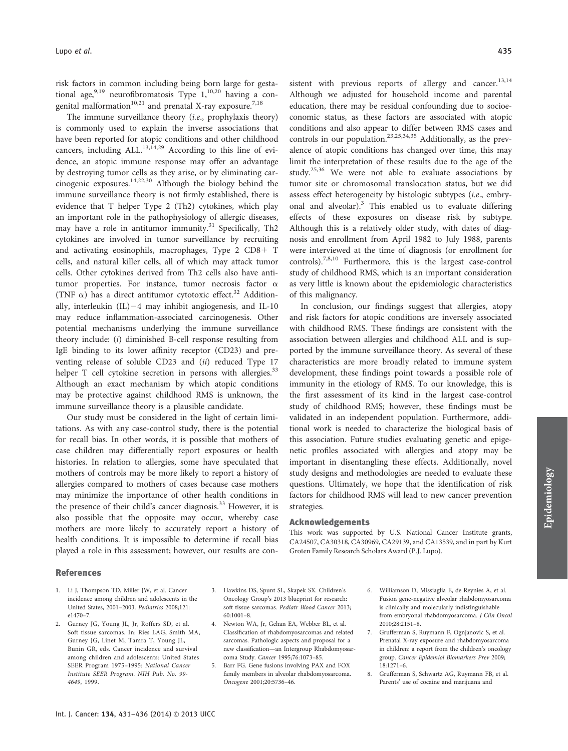risk factors in common including being born large for gestational age,[9,19] neurofibromatosis Type 1,[10,20] having a congenital malformation[10,21] and prenatal X-ray exposure.[7,18]

The immune surveillance theory (*i.e.*, prophylaxis theory) is commonly used to explain the inverse associations that have been reported for atopic conditions and other childhood cancers, including ALL.[13,14,29] According to this line of evidence, an atopic immune response may offer an advantage by destroying tumor cells as they arise, or by eliminating carcinogenic exposures.[14,22,30] Although the biology behind the immune surveillance theory is not firmly established, there is evidence that T helper Type 2 (Th2) cytokines, which play an important role in the pathophysiology of allergic diseases, may have a role in antitumor immunity.[31] Specifically, Th2 cytokines are involved in tumor surveillance by recruiting and activating eosinophils, macrophages, Type 2 CD8+ T cells, and natural killer cells, all of which may attack tumor cells. Other cytokines derived from Th2 cells also have antitumor properties. For instance, tumor necrosis factor $\alpha$ (TNF $\alpha$) has a direct antitumor cytotoxic effect.[32] Additionally, interleukin (IL)−4 may inhibit angiogenesis, and IL-10 may reduce inflammation-associated carcinogenesis. Other potential mechanisms underlying the immune surveillance theory include: (*i*) diminished B-cell response resulting from IgE binding to its lower affinity receptor (CD23) and preventing release of soluble CD23 and (*ii*) reduced Type 17 helper T cell cytokine secretion in persons with allergies.[33] Although an exact mechanism by which atopic conditions may be protective against childhood RMS is unknown, the immune surveillance theory is a plausible candidate.

Our study must be considered in the light of certain limitations. As with any case-control study, there is the potential for recall bias. In other words, it is possible that mothers of case children may differentially report exposures or health histories. In relation to allergies, some have speculated that mothers of controls may be more likely to report a history of allergies compared to mothers of cases because case mothers may minimize the importance of other health conditions in the presence of their child's cancer diagnosis.[33] However, it is also possible that the opposite may occur, whereby case mothers are more likely to accurately report a history of health conditions. It is impossible to determine if recall bias played a role in this assessment; however, our results are consistent with previous reports of allergy and cancer.[13,14] Although we adjusted for household income and parental education, there may be residual confounding due to socioeconomic status, as these factors are associated with atopic conditions and also appear to differ between RMS cases and controls in our population.[23,25,34,35] Additionally, as the prevalence of atopic conditions has changed over time, this may limit the interpretation of these results due to the age of the study.[25,36] We were not able to evaluate associations by tumor site or chromosomal translocation status, but we did assess effect heterogeneity by histologic subtypes (*i.e.*, embryonal and alveolar).[3] This enabled us to evaluate differing effects of these exposures on disease risk by subtype. Although this is a relatively older study, with dates of diagnosis and enrollment from April 1982 to July 1988, parents were interviewed at the time of diagnosis (or enrollment for controls).[7,8,10] Furthermore, this is the largest case-control study of childhood RMS, which is an important consideration as very little is known about the epidemiologic characteristics of this malignancy.

In conclusion, our findings suggest that allergies, atopy and risk factors for atopic conditions are inversely associated with childhood RMS. These findings are consistent with the association between allergies and childhood ALL and is supported by the immune surveillance theory. As several of these characteristics are more broadly related to immune system development, these findings point towards a possible role of immunity in the etiology of RMS. To our knowledge, this is the first assessment of its kind in the largest case-control study of childhood RMS; however, these findings must be validated in an independent population. Furthermore, additional work is needed to characterize the biological basis of this association. Future studies evaluating genetic and epigenetic profiles associated with allergies and atopy may be important in disentangling these effects. Additionally, novel study designs and methodologies are needed to evaluate these questions. Ultimately, we hope that the identification of risk factors for childhood RMS will lead to new cancer prevention strategies.

## Acknowledgements

This work was supported by U.S. National Cancer Institute grants, CA24507, CA30318, CA30969, CA29139, and CA13539, and in part by Kurt Groten Family Research Scholars Award (P.J. Lupo).

## References

1. Li J, Thompson TD, Miller JW, et al. Cancer incidence among children and adolescents in the United States, 2001–2003. *Pediatrics* 2008;121:e1470–7.
2. Gurney JG, Young JL, Jr, Roffers SD, et al. Soft tissue sarcomas. In: Ries LAG, Smith MA, Gurney JG, Linet M, Tamra T, Young JL, Bunin GR, eds. Cancer incidence and survival among children and adolescents: United States SEER Program 1975–1995: *National Cancer Institute SEER Program. NIH Pub. No. 99-4649*, 1999.
3. Hawkins DS, Spunt SL, Skapek SX. Children's Oncology Group's 2013 blueprint for research: soft tissue sarcomas. *Pediatr Blood Cancer* 2013; 60:1001–8.
4. Newton WA, Jr, Gehan EA, Webber BL, et al. Classification of rhabdomyosarcomas and related sarcomas. Pathologic aspects and proposal for a new classification—an Intergroup Rhabdomyosarcoma Study. *Cancer* 1995;76:1073–85.
5. Barr FG. Gene fusions involving PAX and FOX family members in alveolar rhabdomyosarcoma. *Oncogene* 2001;20:5736–46.
6. Williamson D, Missiaglia E, de Reynies A, et al. Fusion gene-negative alveolar rhabdomyosarcoma is clinically and molecularly indistinguishable from embryonal rhabdomyosarcoma. *J Clin Oncol* 2010;28:2151–8.
7. Grufferman S, Ruymann F, Ognjanovic S, et al. Prenatal X-ray exposure and rhabdomyosarcoma in children: a report from the children's oncology group. *Cancer Epidemiol Biomarkers Prev* 2009; 18:1271–6.
8. Grufferman S, Schwartz AG, Ruymann FB, et al. Parents' use of cocaine and marijuana and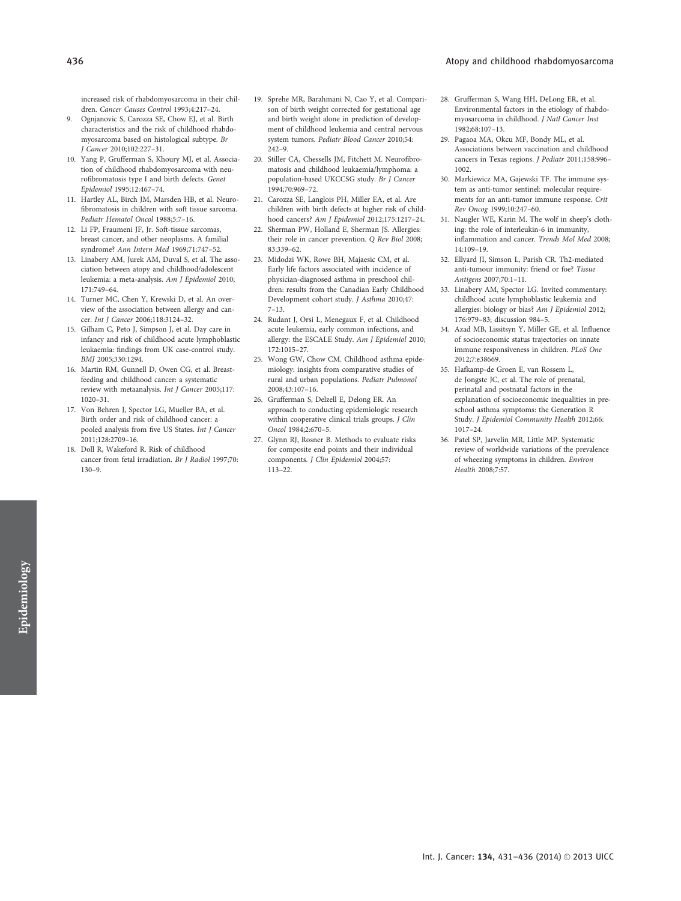increased risk of rhabdomyosarcoma in their children. *Cancer Causes Control* 1993;4:217–24.

9. Ognjanovic S, Carozza SE, Chow EJ, et al. Birth characteristics and the risk of childhood rhabdomyosarcoma based on histological subtype. *Br J Cancer* 2010;102:227–31.
10. Yang P, Grufferman S, Khoury MJ, et al. Association of childhood rhabdomyosarcoma with neurofibromatosis type I and birth defects. *Genet Epidemiol* 1995;12:467–74.
11. Hartley AL, Birch JM, Marsden HB, et al. Neurofibromatosis in children with soft tissue sarcoma. *Pediatr Hematol Oncol* 1988;5:7–16.
12. Li FP, Fraumeni JF, Jr. Soft-tissue sarcomas, breast cancer, and other neoplasms. A familial syndrome? *Ann Intern Med* 1969;71:747–52.
13. Linabery AM, Jurek AM, Duval S, et al. The association between atopy and childhood/adolescent leukemia: a meta-analysis. *Am J Epidemiol* 2010; 171:749–64.
14. Turner MC, Chen Y, Krewski D, et al. An overview of the association between allergy and cancer. *Int J Cancer* 2006;118:3124–32.
15. Gilham C, Peto J, Simpson J, et al. Day care in infancy and risk of childhood acute lymphoblastic leukaemia: findings from UK case-control study. *BMJ* 2005;330:1294.
16. Martin RM, Gunnell D, Owen CG, et al. Breastfeeding and childhood cancer: a systematic review with metaanalysis. *Int J Cancer* 2005;117: 1020–31.
17. Von Behren J, Spector LG, Mueller BA, et al. Birth order and risk of childhood cancer: a pooled analysis from five US States. *Int J Cancer* 2011;128:2709–16.
18. Doll R, Wakeford R. Risk of childhood cancer from fetal irradiation. *Br J Radiol* 1997;70: 130–9.
19. Sprehe MR, Barahmani N, Cao Y, et al. Comparison of birth weight corrected for gestational age and birth weight alone in prediction of development of childhood leukemia and central nervous system tumors. *Pediatr Blood Cancer* 2010;54: 242–9.
20. Stiller CA, Chessells JM, Fitchett M. Neurofibromatosis and childhood leukaemia/lymphoma: a population-based UKCCSG study. *Br J Cancer* 1994;70:969–72.
21. Carozza SE, Langlois PH, Miller EA, et al. Are children with birth defects at higher risk of childhood cancers? *Am J Epidemiol* 2012;175:1217–24.
22. Sherman PW, Holland E, Sherman JS. Allergies: their role in cancer prevention. *Q Rev Biol* 2008; 83:339–62.
23. Midodzi WK, Rowe BH, Majaesic CM, et al. Early life factors associated with incidence of physician-diagnosed asthma in preschool children: results from the Canadian Early Childhood Development cohort study. *J Asthma* 2010;47: 7–13.
24. Rudant J, Orsi L, Menegaux F, et al. Childhood acute leukemia, early common infections, and allergy: the ESCALE Study. *Am J Epidemiol* 2010; 172:1015–27.
25. Wong GW, Chow CM. Childhood asthma epidemiology: insights from comparative studies of rural and urban populations. *Pediatr Pulmonol* 2008;43:107–16.
26. Grufferman S, Delzell E, Delong ER. An approach to conducting epidemiologic research within cooperative clinical trials groups. *J Clin Oncol* 1984;2:670–5.
27. Glynn RJ, Rosner B. Methods to evaluate risks for composite end points and their individual components. *J Clin Epidemiol* 2004;57: 113–22.
28. Grufferman S, Wang HH, DeLong ER, et al. Environmental factors in the etiology of rhabdomyosarcoma in childhood. *J Natl Cancer Inst* 1982;68:107–13.
29. Pagaoa MA, Okcu MF, Bondy ML, et al. Associations between vaccination and childhood cancers in Texas regions. *J Pediatr* 2011;158:996– 1002.
30. Markiewicz MA, Gajewski TF. The immune system as anti-tumor sentinel: molecular requirements for an anti-tumor immune response. *Crit Rev Oncog* 1999;10:247–60.
31. Naugler WE, Karin M. The wolf in sheep's clothing: the role of interleukin-6 in immunity, inflammation and cancer. *Trends Mol Med* 2008; 14:109–19.
32. Ellyard JI, Simson L, Parish CR. Th2-mediated anti-tumour immunity: friend or foe? *Tissue Antigens* 2007;70:1–11.
33. Linabery AM, Spector LG. Invited commentary: childhood acute lymphoblastic leukemia and allergies: biology or bias? *Am J Epidemiol* 2012; 176:979–83; discussion 984–5.
34. Azad MB, Lissitsyn Y, Miller GE, et al. Influence of socioeconomic status trajectories on innate immune responsiveness in children. *PLoS One* 2012;7:e38669.
35. Hafkamp-de Groen E, van Rossem L, de Jongste JC, et al. The role of prenatal, perinatal and postnatal factors in the explanation of socioeconomic inequalities in preschool asthma symptoms: the Generation R Study. *J Epidemiol Community Health* 2012;66: 1017–24.
36. Patel SP, Jarvelin MR, Little MP. Systematic review of worldwide variations of the prevalence of wheezing symptoms in children. *Environ Health* 2008;7:57.